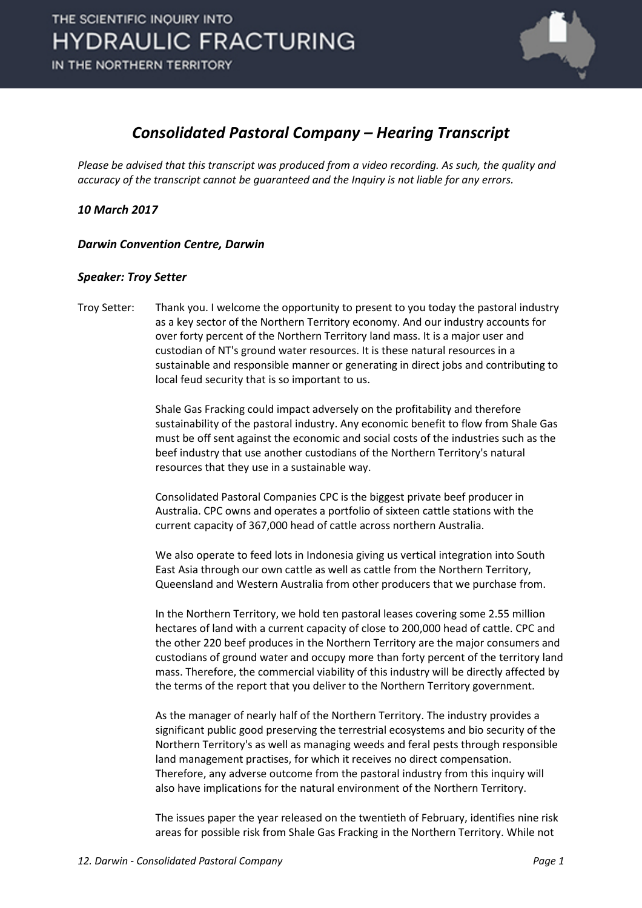# Consolidated Pastoral Company – Hearing Transcript

*Please be advised that this transcript was produced from a video recording. As such, the quality and accuracy of the transcript cannot be guaranteed and the Inquiry is not liable for any errors.*

***10 March 2017***

***Darwin Convention Centre, Darwin***

***Speaker: Troy Setter***

Troy Setter: Thank you. I welcome the opportunity to present to you today the pastoral industry as a key sector of the Northern Territory economy. And our industry accounts for over forty percent of the Northern Territory land mass. It is a major user and custodian of NT's ground water resources. It is these natural resources in a sustainable and responsible manner or generating in direct jobs and contributing to local feud security that is so important to us.

Shale Gas Fracking could impact adversely on the profitability and therefore sustainability of the pastoral industry. Any economic benefit to flow from Shale Gas must be off sent against the economic and social costs of the industries such as the beef industry that use another custodians of the Northern Territory's natural resources that they use in a sustainable way.

Consolidated Pastoral Companies CPC is the biggest private beef producer in Australia. CPC owns and operates a portfolio of sixteen cattle stations with the current capacity of 367,000 head of cattle across northern Australia.

We also operate to feed lots in Indonesia giving us vertical integration into South East Asia through our own cattle as well as cattle from the Northern Territory, Queensland and Western Australia from other producers that we purchase from.

In the Northern Territory, we hold ten pastoral leases covering some 2.55 million hectares of land with a current capacity of close to 200,000 head of cattle. CPC and the other 220 beef produces in the Northern Territory are the major consumers and custodians of ground water and occupy more than forty percent of the territory land mass. Therefore, the commercial viability of this industry will be directly affected by the terms of the report that you deliver to the Northern Territory government.

As the manager of nearly half of the Northern Territory. The industry provides a significant public good preserving the terrestrial ecosystems and bio security of the Northern Territory's as well as managing weeds and feral pests through responsible land management practises, for which it receives no direct compensation. Therefore, any adverse outcome from the pastoral industry from this inquiry will also have implications for the natural environment of the Northern Territory.

The issues paper the year released on the twentieth of February, identifies nine risk areas for possible risk from Shale Gas Fracking in the Northern Territory. While not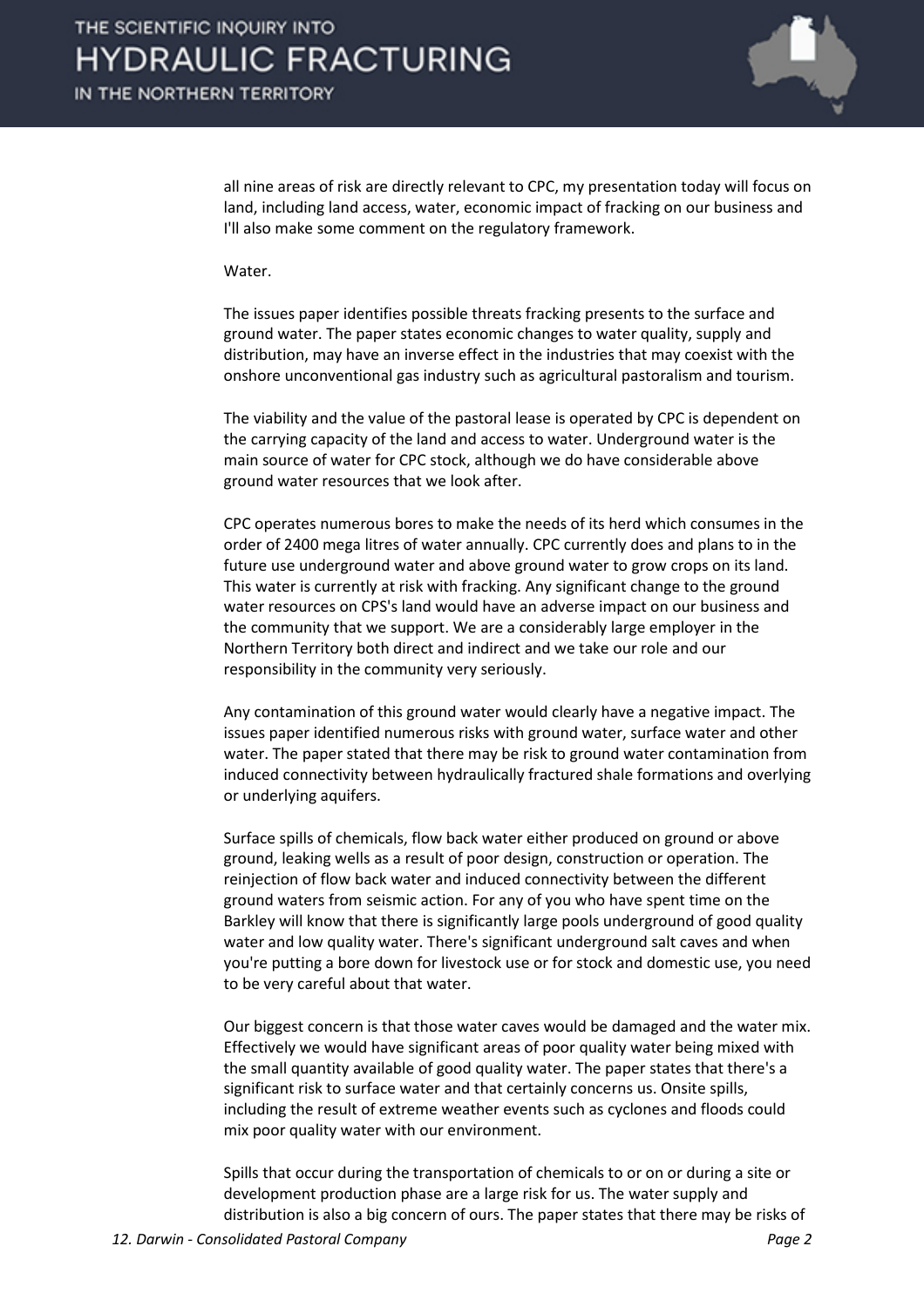all nine areas of risk are directly relevant to CPC, my presentation today will focus on land, including land access, water, economic impact of fracking on our business and I'll also make some comment on the regulatory framework.

Water.

The issues paper identifies possible threats fracking presents to the surface and ground water. The paper states economic changes to water quality, supply and distribution, may have an inverse effect in the industries that may coexist with the onshore unconventional gas industry such as agricultural pastoralism and tourism.

The viability and the value of the pastoral lease is operated by CPC is dependent on the carrying capacity of the land and access to water. Underground water is the main source of water for CPC stock, although we do have considerable above ground water resources that we look after.

CPC operates numerous bores to make the needs of its herd which consumes in the order of 2400 mega litres of water annually. CPC currently does and plans to in the future use underground water and above ground water to grow crops on its land. This water is currently at risk with fracking. Any significant change to the ground water resources on CPS's land would have an adverse impact on our business and the community that we support. We are a considerably large employer in the Northern Territory both direct and indirect and we take our role and our responsibility in the community very seriously.

Any contamination of this ground water would clearly have a negative impact. The issues paper identified numerous risks with ground water, surface water and other water. The paper stated that there may be risk to ground water contamination from induced connectivity between hydraulically fractured shale formations and overlying or underlying aquifers.

Surface spills of chemicals, flow back water either produced on ground or above ground, leaking wells as a result of poor design, construction or operation. The reinjection of flow back water and induced connectivity between the different ground waters from seismic action. For any of you who have spent time on the Barkley will know that there is significantly large pools underground of good quality water and low quality water. There's significant underground salt caves and when you're putting a bore down for livestock use or for stock and domestic use, you need to be very careful about that water.

Our biggest concern is that those water caves would be damaged and the water mix. Effectively we would have significant areas of poor quality water being mixed with the small quantity available of good quality water. The paper states that there's a significant risk to surface water and that certainly concerns us. Onsite spills, including the result of extreme weather events such as cyclones and floods could mix poor quality water with our environment.

Spills that occur during the transportation of chemicals to or on or during a site or development production phase are a large risk for us. The water supply and distribution is also a big concern of ours. The paper states that there may be risks of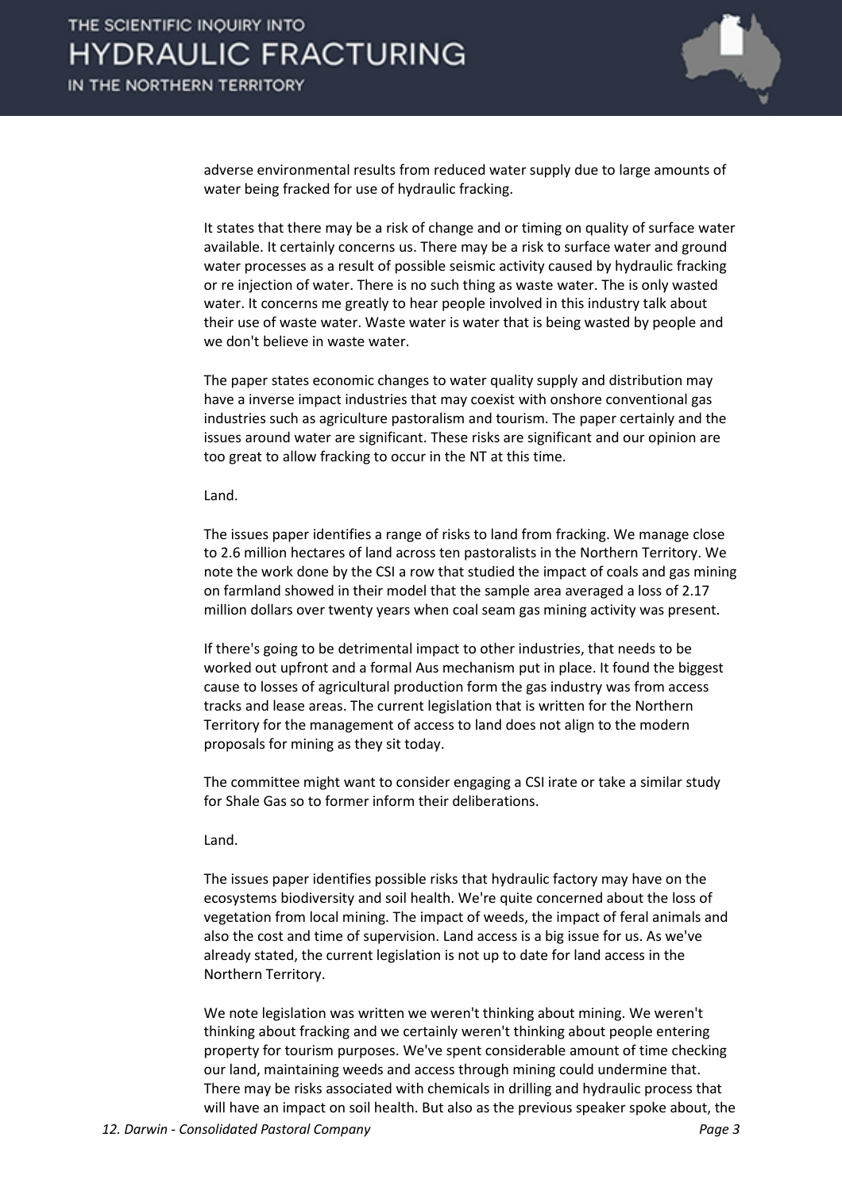adverse environmental results from reduced water supply due to large amounts of water being fracked for use of hydraulic fracking.

It states that there may be a risk of change and or timing on quality of surface water available. It certainly concerns us. There may be a risk to surface water and ground water processes as a result of possible seismic activity caused by hydraulic fracking or re injection of water. There is no such thing as waste water. The is only wasted water. It concerns me greatly to hear people involved in this industry talk about their use of waste water. Waste water is water that is being wasted by people and we don't believe in waste water.

The paper states economic changes to water quality supply and distribution may have a inverse impact industries that may coexist with onshore conventional gas industries such as agriculture pastoralism and tourism. The paper certainly and the issues around water are significant. These risks are significant and our opinion are too great to allow fracking to occur in the NT at this time.

Land.

The issues paper identifies a range of risks to land from fracking. We manage close to 2.6 million hectares of land across ten pastoralists in the Northern Territory. We note the work done by the CSI a row that studied the impact of coals and gas mining on farmland showed in their model that the sample area averaged a loss of 2.17 million dollars over twenty years when coal seam gas mining activity was present.

If there's going to be detrimental impact to other industries, that needs to be worked out upfront and a formal Aus mechanism put in place. It found the biggest cause to losses of agricultural production form the gas industry was from access tracks and lease areas. The current legislation that is written for the Northern Territory for the management of access to land does not align to the modern proposals for mining as they sit today.

The committee might want to consider engaging a CSI irate or take a similar study for Shale Gas so to former inform their deliberations.

Land.

The issues paper identifies possible risks that hydraulic factory may have on the ecosystems biodiversity and soil health. We're quite concerned about the loss of vegetation from local mining. The impact of weeds, the impact of feral animals and also the cost and time of supervision. Land access is a big issue for us. As we've already stated, the current legislation is not up to date for land access in the Northern Territory.

We note legislation was written we weren't thinking about mining. We weren't thinking about fracking and we certainly weren't thinking about people entering property for tourism purposes. We've spent considerable amount of time checking our land, maintaining weeds and access through mining could undermine that. There may be risks associated with chemicals in drilling and hydraulic process that will have an impact on soil health. But also as the previous speaker spoke about, the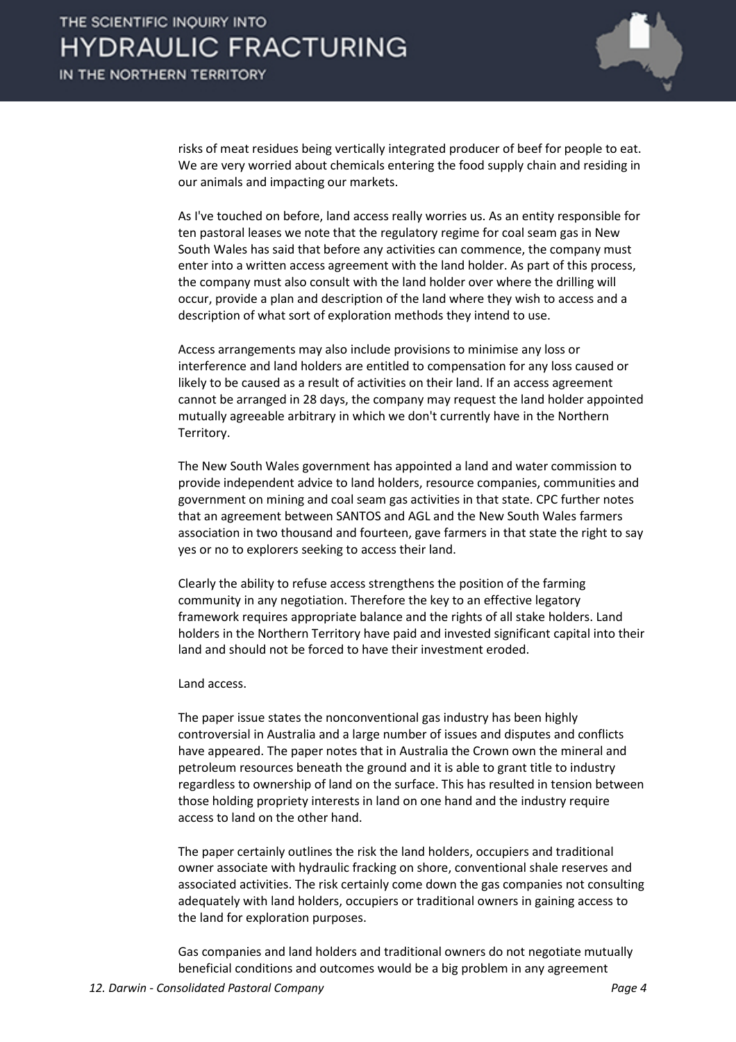risks of meat residues being vertically integrated producer of beef for people to eat. We are very worried about chemicals entering the food supply chain and residing in our animals and impacting our markets.

As I've touched on before, land access really worries us. As an entity responsible for ten pastoral leases we note that the regulatory regime for coal seam gas in New South Wales has said that before any activities can commence, the company must enter into a written access agreement with the land holder. As part of this process, the company must also consult with the land holder over where the drilling will occur, provide a plan and description of the land where they wish to access and a description of what sort of exploration methods they intend to use.

Access arrangements may also include provisions to minimise any loss or interference and land holders are entitled to compensation for any loss caused or likely to be caused as a result of activities on their land. If an access agreement cannot be arranged in 28 days, the company may request the land holder appointed mutually agreeable arbitrary in which we don't currently have in the Northern Territory.

The New South Wales government has appointed a land and water commission to provide independent advice to land holders, resource companies, communities and government on mining and coal seam gas activities in that state. CPC further notes that an agreement between SANTOS and AGL and the New South Wales farmers association in two thousand and fourteen, gave farmers in that state the right to say yes or no to explorers seeking to access their land.

Clearly the ability to refuse access strengthens the position of the farming community in any negotiation. Therefore the key to an effective legatory framework requires appropriate balance and the rights of all stake holders. Land holders in the Northern Territory have paid and invested significant capital into their land and should not be forced to have their investment eroded.

Land access.

The paper issue states the nonconventional gas industry has been highly controversial in Australia and a large number of issues and disputes and conflicts have appeared. The paper notes that in Australia the Crown own the mineral and petroleum resources beneath the ground and it is able to grant title to industry regardless to ownership of land on the surface. This has resulted in tension between those holding propriety interests in land on one hand and the industry require access to land on the other hand.

The paper certainly outlines the risk the land holders, occupiers and traditional owner associate with hydraulic fracking on shore, conventional shale reserves and associated activities. The risk certainly come down the gas companies not consulting adequately with land holders, occupiers or traditional owners in gaining access to the land for exploration purposes.

Gas companies and land holders and traditional owners do not negotiate mutually beneficial conditions and outcomes would be a big problem in any agreement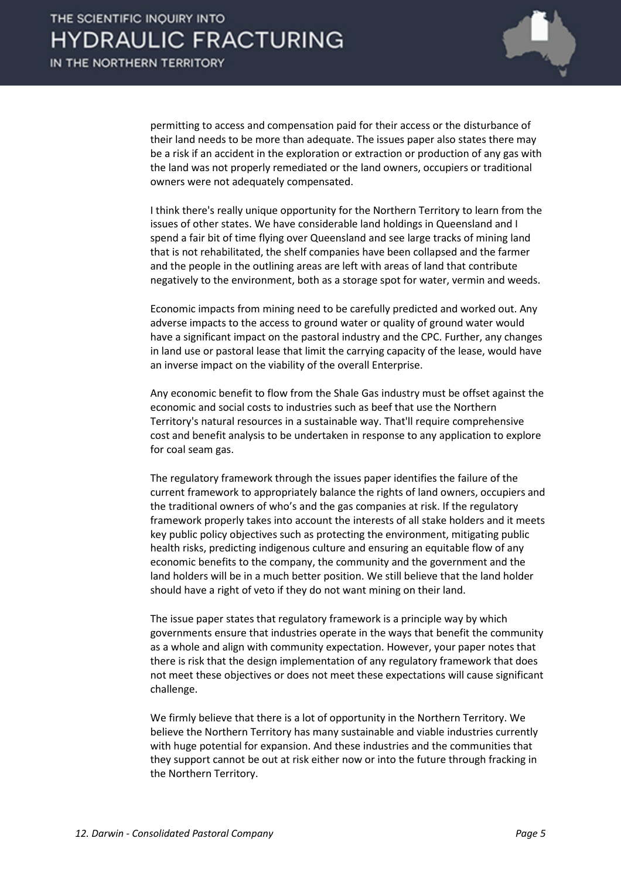permitting to access and compensation paid for their access or the disturbance of their land needs to be more than adequate. The issues paper also states there may be a risk if an accident in the exploration or extraction or production of any gas with the land was not properly remediated or the land owners, occupiers or traditional owners were not adequately compensated.

I think there's really unique opportunity for the Northern Territory to learn from the issues of other states. We have considerable land holdings in Queensland and I spend a fair bit of time flying over Queensland and see large tracks of mining land that is not rehabilitated, the shelf companies have been collapsed and the farmer and the people in the outlining areas are left with areas of land that contribute negatively to the environment, both as a storage spot for water, vermin and weeds.

Economic impacts from mining need to be carefully predicted and worked out. Any adverse impacts to the access to ground water or quality of ground water would have a significant impact on the pastoral industry and the CPC. Further, any changes in land use or pastoral lease that limit the carrying capacity of the lease, would have an inverse impact on the viability of the overall Enterprise.

Any economic benefit to flow from the Shale Gas industry must be offset against the economic and social costs to industries such as beef that use the Northern Territory's natural resources in a sustainable way. That'll require comprehensive cost and benefit analysis to be undertaken in response to any application to explore for coal seam gas.

The regulatory framework through the issues paper identifies the failure of the current framework to appropriately balance the rights of land owners, occupiers and the traditional owners of who's and the gas companies at risk. If the regulatory framework properly takes into account the interests of all stake holders and it meets key public policy objectives such as protecting the environment, mitigating public health risks, predicting indigenous culture and ensuring an equitable flow of any economic benefits to the company, the community and the government and the land holders will be in a much better position. We still believe that the land holder should have a right of veto if they do not want mining on their land.

The issue paper states that regulatory framework is a principle way by which governments ensure that industries operate in the ways that benefit the community as a whole and align with community expectation. However, your paper notes that there is risk that the design implementation of any regulatory framework that does not meet these objectives or does not meet these expectations will cause significant challenge.

We firmly believe that there is a lot of opportunity in the Northern Territory. We believe the Northern Territory has many sustainable and viable industries currently with huge potential for expansion. And these industries and the communities that they support cannot be out at risk either now or into the future through fracking in the Northern Territory.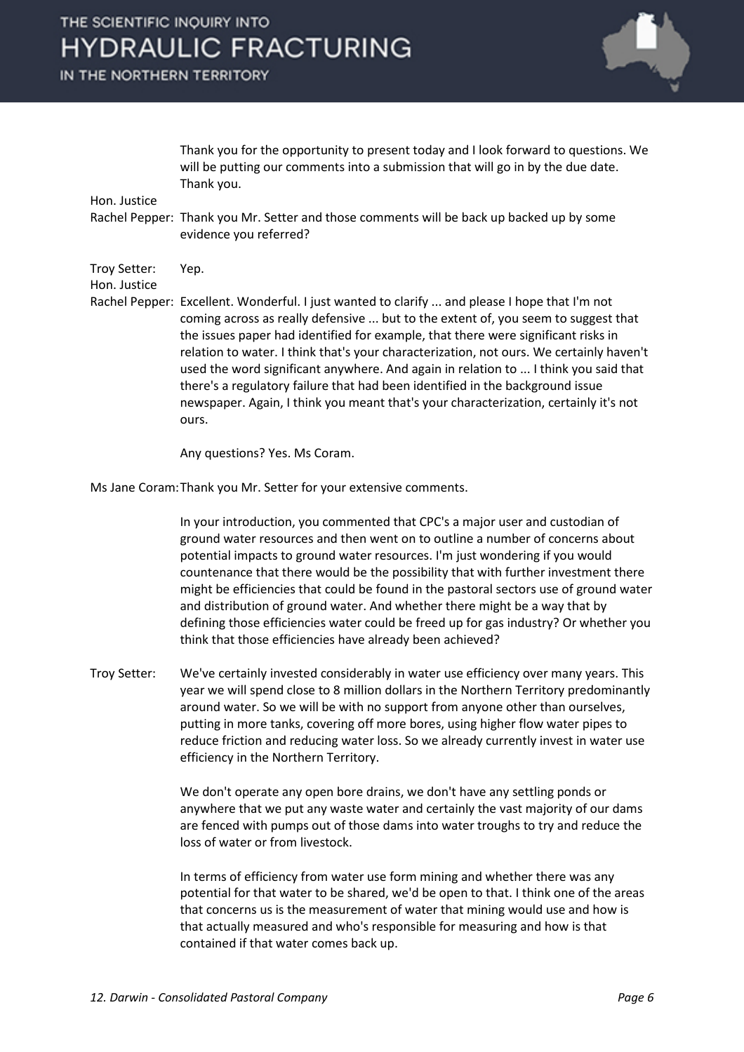Thank you for the opportunity to present today and I look forward to questions. We will be putting our comments into a submission that will go in by the due date. Thank you.

**Hon. Justice Rachel Pepper:** Thank you Mr. Setter and those comments will be back up backed up by some evidence you referred?

**Troy Setter:** Yep.

**Hon. Justice Rachel Pepper:** Excellent. Wonderful. I just wanted to clarify ... and please I hope that I'm not coming across as really defensive ... but to the extent of, you seem to suggest that the issues paper had identified for example, that there were significant risks in relation to water. I think that's your characterization, not ours. We certainly haven't used the word significant anywhere. And again in relation to ... I think you said that there's a regulatory failure that had been identified in the background issue newspaper. Again, I think you meant that's your characterization, certainly it's not ours.

Any questions? Yes. Ms Coram.

**Ms Jane Coram:** Thank you Mr. Setter for your extensive comments.

In your introduction, you commented that CPC's a major user and custodian of ground water resources and then went on to outline a number of concerns about potential impacts to ground water resources. I'm just wondering if you would countenance that there would be the possibility that with further investment there might be efficiencies that could be found in the pastoral sectors use of ground water and distribution of ground water. And whether there might be a way that by defining those efficiencies water could be freed up for gas industry? Or whether you think that those efficiencies have already been achieved?

**Troy Setter:** We've certainly invested considerably in water use efficiency over many years. This year we will spend close to 8 million dollars in the Northern Territory predominantly around water. So we will be with no support from anyone other than ourselves, putting in more tanks, covering off more bores, using higher flow water pipes to reduce friction and reducing water loss. So we already currently invest in water use efficiency in the Northern Territory.

We don't operate any open bore drains, we don't have any settling ponds or anywhere that we put any waste water and certainly the vast majority of our dams are fenced with pumps out of those dams into water troughs to try and reduce the loss of water or from livestock.

In terms of efficiency from water use form mining and whether there was any potential for that water to be shared, we'd be open to that. I think one of the areas that concerns us is the measurement of water that mining would use and how is that actually measured and who's responsible for measuring and how is that contained if that water comes back up.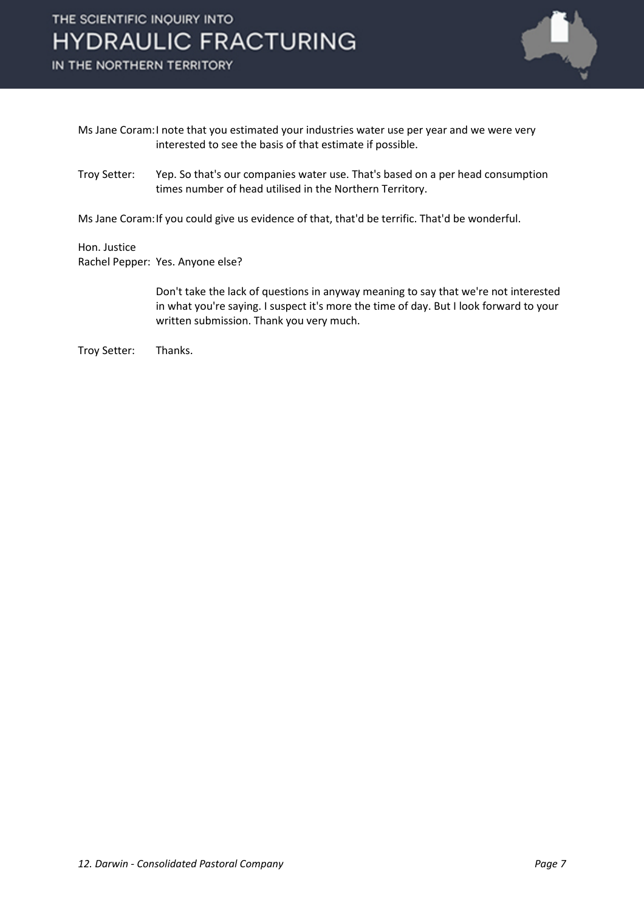Ms Jane Coram: I note that you estimated your industries water use per year and we were very interested to see the basis of that estimate if possible.

Troy Setter: Yep. So that's our companies water use. That's based on a per head consumption times number of head utilised in the Northern Territory.

Ms Jane Coram: If you could give us evidence of that, that'd be terrific. That'd be wonderful.

Hon. Justice Rachel Pepper: Yes. Anyone else?

Don't take the lack of questions in anyway meaning to say that we're not interested in what you're saying. I suspect it's more the time of day. But I look forward to your written submission. Thank you very much.

Troy Setter: Thanks.